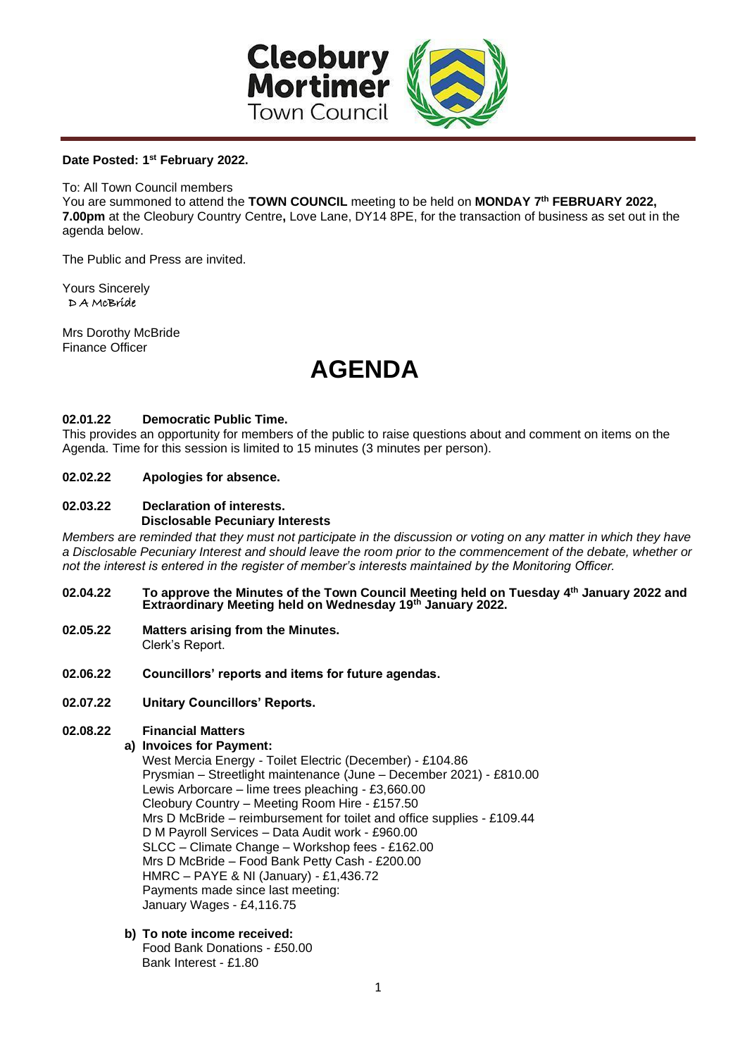Cleobury Mortimer Town Council

**Date Posted: 1st February 2022.**

To: All Town Council members

You are summoned to attend the **TOWN COUNCIL** meeting to be held on **MONDAY 7th FEBRUARY 2022, 7.00pm** at the Cleobury Country Centre**,** Love Lane, DY14 8PE, for the transaction of business as set out in the agenda below.

The Public and Press are invited.

Yours Sincerely

D A McBride

Mrs Dorothy McBride
Finance Officer

# AGENDA

**02.01.22 Democratic Public Time.**

This provides an opportunity for members of the public to raise questions about and comment on items on the Agenda. Time for this session is limited to 15 minutes (3 minutes per person).

**02.02.22 Apologies for absence.**

**02.03.22 Declaration of interests.**
**Disclosable Pecuniary Interests**

*Members are reminded that they must not participate in the discussion or voting on any matter in which they have a Disclosable Pecuniary Interest and should leave the room prior to the commencement of the debate, whether or not the interest is entered in the register of member's interests maintained by the Monitoring Officer.*

**02.04.22 To approve the Minutes of the Town Council Meeting held on Tuesday 4th January 2022 and Extraordinary Meeting held on Wednesday 19th January 2022.**

**02.05.22 Matters arising from the Minutes.**
Clerk's Report.

**02.06.22 Councillors' reports and items for future agendas.**

**02.07.22 Unitary Councillors' Reports.**

**02.08.22 Financial Matters**

**a) Invoices for Payment:**

West Mercia Energy - Toilet Electric (December) - £104.86
Prysmian – Streetlight maintenance (June – December 2021) - £810.00
Lewis Arborcare – lime trees pleaching - £3,660.00
Cleobury Country – Meeting Room Hire - £157.50
Mrs D McBride – reimbursement for toilet and office supplies - £109.44
D M Payroll Services – Data Audit work - £960.00
SLCC – Climate Change – Workshop fees - £162.00
Mrs D McBride – Food Bank Petty Cash - £200.00
HMRC – PAYE & NI (January) - £1,436.72
Payments made since last meeting:
January Wages - £4,116.75

**b) To note income received:**

Food Bank Donations - £50.00
Bank Interest - £1.80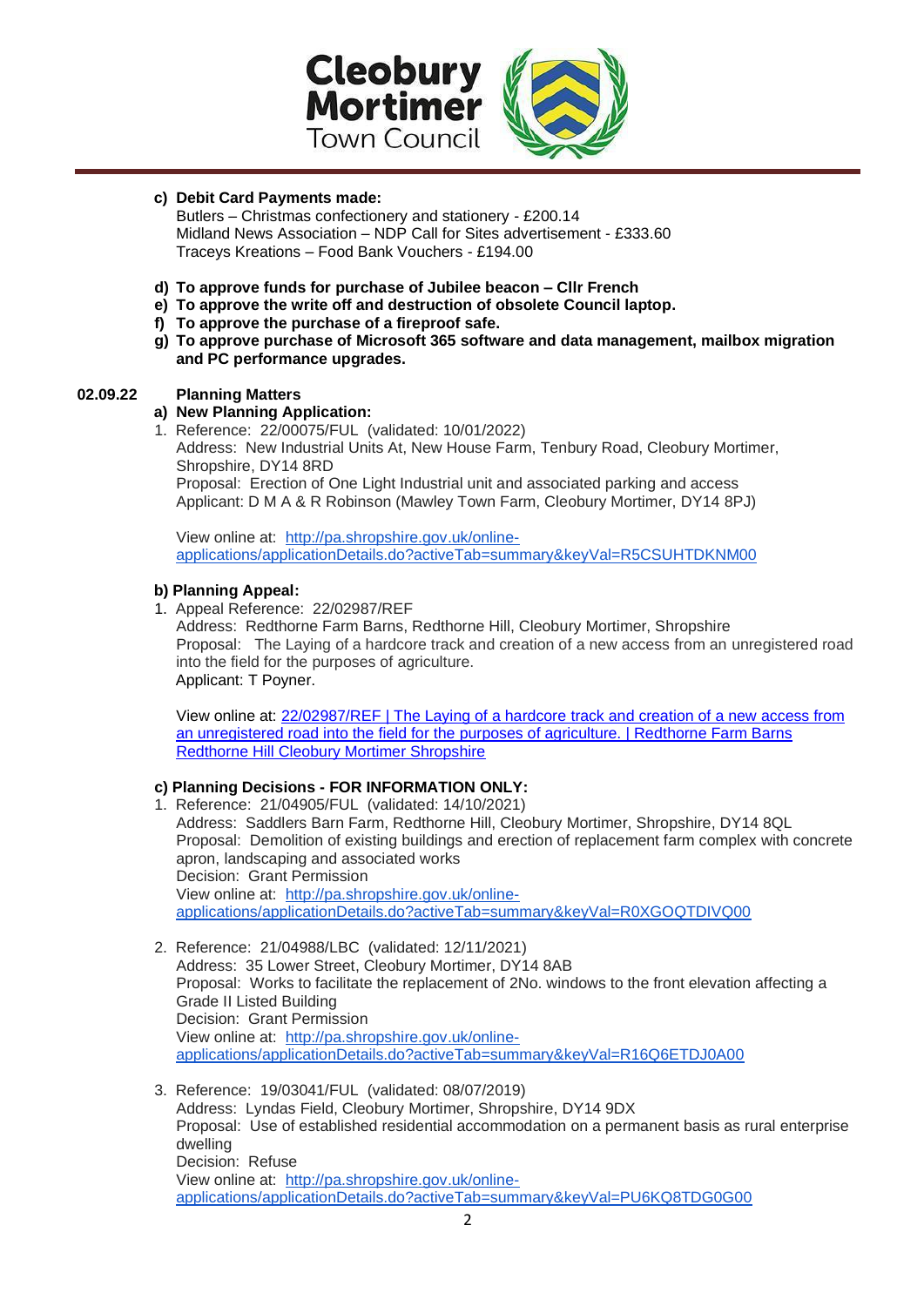**c) Debit Card Payments made:**

Butlers – Christmas confectionery and stationery - £200.14
Midland News Association – NDP Call for Sites advertisement - £333.60
Traceys Kreations – Food Bank Vouchers - £194.00

**d) To approve funds for purchase of Jubilee beacon – Cllr French**

**e) To approve the write off and destruction of obsolete Council laptop.**

**f) To approve the purchase of a fireproof safe.**

**g) To approve purchase of Microsoft 365 software and data management, mailbox migration and PC performance upgrades.**

**02.09.22 Planning Matters**

**a) New Planning Application:**

1. Reference: 22/00075/FUL (validated: 10/01/2022)
   Address: New Industrial Units At, New House Farm, Tenbury Road, Cleobury Mortimer, Shropshire, DY14 8RD
   Proposal: Erection of One Light Industrial unit and associated parking and access
   Applicant: D M A & R Robinson (Mawley Town Farm, Cleobury Mortimer, DY14 8PJ)

   View online at: http://pa.shropshire.gov.uk/online-applications/applicationDetails.do?activeTab=summary&keyVal=R5CSUHTDKNM00

**b) Planning Appeal:**

1. Appeal Reference: 22/02987/REF
   Address: Redthorne Farm Barns, Redthorne Hill, Cleobury Mortimer, Shropshire
   Proposal: The Laying of a hardcore track and creation of a new access from an unregistered road into the field for the purposes of agriculture.
   Applicant: T Poyner.

   View online at: 22/02987/REF | The Laying of a hardcore track and creation of a new access from an unregistered road into the field for the purposes of agriculture. | Redthorne Farm Barns Redthorne Hill Cleobury Mortimer Shropshire

**c) Planning Decisions - FOR INFORMATION ONLY:**

1. Reference: 21/04905/FUL (validated: 14/10/2021)
   Address: Saddlers Barn Farm, Redthorne Hill, Cleobury Mortimer, Shropshire, DY14 8QL
   Proposal: Demolition of existing buildings and erection of replacement farm complex with concrete apron, landscaping and associated works
   Decision: Grant Permission
   View online at: http://pa.shropshire.gov.uk/online-applications/applicationDetails.do?activeTab=summary&keyVal=R0XGOQTDIVQ00

2. Reference: 21/04988/LBC (validated: 12/11/2021)
   Address: 35 Lower Street, Cleobury Mortimer, DY14 8AB
   Proposal: Works to facilitate the replacement of 2No. windows to the front elevation affecting a Grade II Listed Building
   Decision: Grant Permission
   View online at: http://pa.shropshire.gov.uk/online-applications/applicationDetails.do?activeTab=summary&keyVal=R16Q6ETDJ0A00

3. Reference: 19/03041/FUL (validated: 08/07/2019)
   Address: Lyndas Field, Cleobury Mortimer, Shropshire, DY14 9DX
   Proposal: Use of established residential accommodation on a permanent basis as rural enterprise dwelling
   Decision: Refuse
   View online at: http://pa.shropshire.gov.uk/online-applications/applicationDetails.do?activeTab=summary&keyVal=PU6KQ8TDG0G00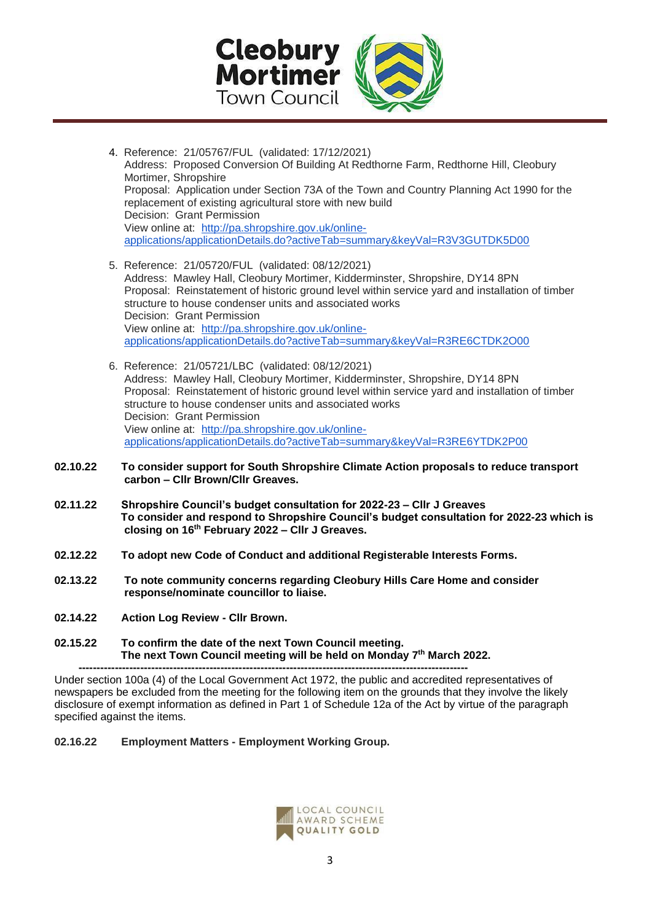4. Reference: 21/05767/FUL (validated: 17/12/2021)
   Address: Proposed Conversion Of Building At Redthorne Farm, Redthorne Hill, Cleobury Mortimer, Shropshire
   Proposal: Application under Section 73A of the Town and Country Planning Act 1990 for the replacement of existing agricultural store with new build
   Decision: Grant Permission
   View online at: [http://pa.shropshire.gov.uk/online-applications/applicationDetails.do?activeTab=summary&keyVal=R3V3GUTDK5D00](http://pa.shropshire.gov.uk/online-applications/applicationDetails.do?activeTab=summary&keyVal=R3V3GUTDK5D00)

5. Reference: 21/05720/FUL (validated: 08/12/2021)
   Address: Mawley Hall, Cleobury Mortimer, Kidderminster, Shropshire, DY14 8PN
   Proposal: Reinstatement of historic ground level within service yard and installation of timber structure to house condenser units and associated works
   Decision: Grant Permission
   View online at: [http://pa.shropshire.gov.uk/online-applications/applicationDetails.do?activeTab=summary&keyVal=R3RE6CTDK2O00](http://pa.shropshire.gov.uk/online-applications/applicationDetails.do?activeTab=summary&keyVal=R3RE6CTDK2O00)

6. Reference: 21/05721/LBC (validated: 08/12/2021)
   Address: Mawley Hall, Cleobury Mortimer, Kidderminster, Shropshire, DY14 8PN
   Proposal: Reinstatement of historic ground level within service yard and installation of timber structure to house condenser units and associated works
   Decision: Grant Permission
   View online at: [http://pa.shropshire.gov.uk/online-applications/applicationDetails.do?activeTab=summary&keyVal=R3RE6YTDK2P00](http://pa.shropshire.gov.uk/online-applications/applicationDetails.do?activeTab=summary&keyVal=R3RE6YTDK2P00)

**02.10.22 To consider support for South Shropshire Climate Action proposals to reduce transport carbon – Cllr Brown/Cllr Greaves.**

**02.11.22 Shropshire Council's budget consultation for 2022-23 – Cllr J Greaves**
**To consider and respond to Shropshire Council's budget consultation for 2022-23 which is closing on 16th February 2022 – Cllr J Greaves.**

**02.12.22 To adopt new Code of Conduct and additional Registerable Interests Forms.**

**02.13.22 To note community concerns regarding Cleobury Hills Care Home and consider response/nominate councillor to liaise.**

**02.14.22 Action Log Review - Cllr Brown.**

**02.15.22 To confirm the date of the next Town Council meeting.**
**The next Town Council meeting will be held on Monday 7th March 2022.**

---

Under section 100a (4) of the Local Government Act 1972, the public and accredited representatives of newspapers be excluded from the meeting for the following item on the grounds that they involve the likely disclosure of exempt information as defined in Part 1 of Schedule 12a of the Act by virtue of the paragraph specified against the items.

**02.16.22 Employment Matters - Employment Working Group.**